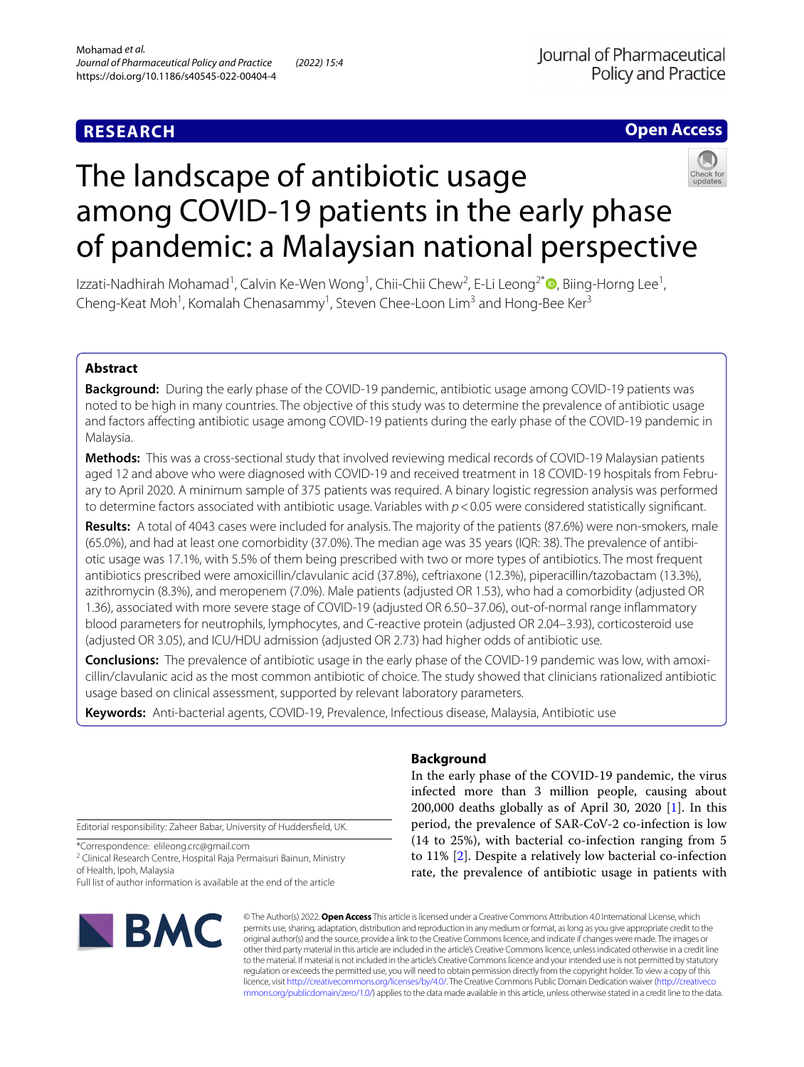**RESEARCH** **Open Access**

# The landscape of antibiotic usage among COVID-19 patients in the early phase of pandemic: a Malaysian national perspective

Izzati-Nadhirah Mohamad[1], Calvin Ke-Wen Wong[1], Chii-Chii Chew[2], E-Li Leong[2*], Biing-Horng Lee[1], Cheng-Keat Moh[1], Komalah Chenasammy[1], Steven Chee-Loon Lim[3] and Hong-Bee Ker[3]

## Abstract

**Background:** During the early phase of the COVID-19 pandemic, antibiotic usage among COVID-19 patients was noted to be high in many countries. The objective of this study was to determine the prevalence of antibiotic usage and factors affecting antibiotic usage among COVID-19 patients during the early phase of the COVID-19 pandemic in Malaysia.

**Methods:** This was a cross-sectional study that involved reviewing medical records of COVID-19 Malaysian patients aged 12 and above who were diagnosed with COVID-19 and received treatment in 18 COVID-19 hospitals from February to April 2020. A minimum sample of 375 patients was required. A binary logistic regression analysis was performed to determine factors associated with antibiotic usage. Variables with $p < 0.05$ were considered statistically significant.

**Results:** A total of 4043 cases were included for analysis. The majority of the patients (87.6%) were non-smokers, male (65.0%), and had at least one comorbidity (37.0%). The median age was 35 years (IQR: 38). The prevalence of antibiotic usage was 17.1%, with 5.5% of them being prescribed with two or more types of antibiotics. The most frequent antibiotics prescribed were amoxicillin/clavulanic acid (37.8%), ceftriaxone (12.3%), piperacillin/tazobactam (13.3%), azithromycin (8.3%), and meropenem (7.0%). Male patients (adjusted OR 1.53), who had a comorbidity (adjusted OR 1.36), associated with more severe stage of COVID-19 (adjusted OR 6.50–37.06), out-of-normal range inflammatory blood parameters for neutrophils, lymphocytes, and C-reactive protein (adjusted OR 2.04–3.93), corticosteroid use (adjusted OR 3.05), and ICU/HDU admission (adjusted OR 2.73) had higher odds of antibiotic use.

**Conclusions:** The prevalence of antibiotic usage in the early phase of the COVID-19 pandemic was low, with amoxicillin/clavulanic acid as the most common antibiotic of choice. The study showed that clinicians rationalized antibiotic usage based on clinical assessment, supported by relevant laboratory parameters.

**Keywords:** Anti-bacterial agents, COVID-19, Prevalence, Infectious disease, Malaysia, Antibiotic use

## Background

In the early phase of the COVID-19 pandemic, the virus infected more than 3 million people, causing about 200,000 deaths globally as of April 30, 2020 [1]. In this period, the prevalence of SAR-CoV-2 co-infection is low (14 to 25%), with bacterial co-infection ranging from 5 to 11% [2]. Despite a relatively low bacterial co-infection rate, the prevalence of antibiotic usage in patients with

Editorial responsibility: Zaheer Babar, University of Huddersfield, UK.

*Correspondence: elileong.crc@gmail.com
[2] Clinical Research Centre, Hospital Raja Permaisuri Bainun, Ministry of Health, Ipoh, Malaysia
Full list of author information is available at the end of the article

© The Author(s) 2022. **Open Access** This article is licensed under a Creative Commons Attribution 4.0 International License, which permits use, sharing, adaptation, distribution and reproduction in any medium or format, as long as you give appropriate credit to the original author(s) and the source, provide a link to the Creative Commons licence, and indicate if changes were made. The images or other third party material in this article are included in the article's Creative Commons licence, unless indicated otherwise in a credit line to the material. If material is not included in the article's Creative Commons licence and your intended use is not permitted by statutory regulation or exceeds the permitted use, you will need to obtain permission directly from the copyright holder. To view a copy of this licence, visit http://creativecommons.org/licenses/by/4.0/. The Creative Commons Public Domain Dedication waiver (http://creativecommons.org/publicdomain/zero/1.0/) applies to the data made available in this article, unless otherwise stated in a credit line to the data.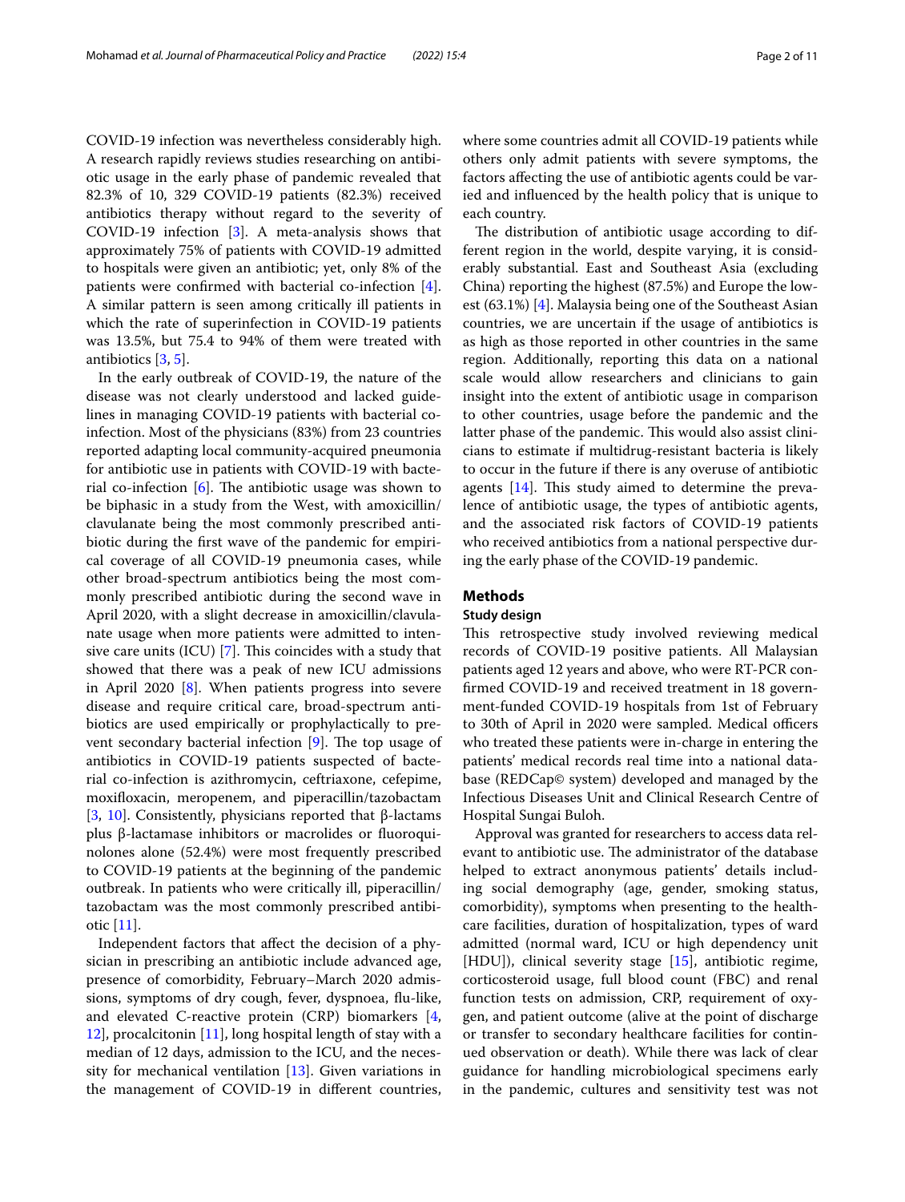COVID-19 infection was nevertheless considerably high. A research rapidly reviews studies researching on antibiotic usage in the early phase of pandemic revealed that 82.3% of 10, 329 COVID-19 patients (82.3%) received antibiotics therapy without regard to the severity of COVID-19 infection [3]. A meta-analysis shows that approximately 75% of patients with COVID-19 admitted to hospitals were given an antibiotic; yet, only 8% of the patients were confirmed with bacterial co-infection [4]. A similar pattern is seen among critically ill patients in which the rate of superinfection in COVID-19 patients was 13.5%, but 75.4 to 94% of them were treated with antibiotics [3, 5].

In the early outbreak of COVID-19, the nature of the disease was not clearly understood and lacked guidelines in managing COVID-19 patients with bacterial co-infection. Most of the physicians (83%) from 23 countries reported adapting local community-acquired pneumonia for antibiotic use in patients with COVID-19 with bacterial co-infection [6]. The antibiotic usage was shown to be biphasic in a study from the West, with amoxicillin/clavulanate being the most commonly prescribed antibiotic during the first wave of the pandemic for empirical coverage of all COVID-19 pneumonia cases, while other broad-spectrum antibiotics being the most commonly prescribed antibiotic during the second wave in April 2020, with a slight decrease in amoxicillin/clavulanate usage when more patients were admitted to intensive care units (ICU) [7]. This coincides with a study that showed that there was a peak of new ICU admissions in April 2020 [8]. When patients progress into severe disease and require critical care, broad-spectrum antibiotics are used empirically or prophylactically to prevent secondary bacterial infection [9]. The top usage of antibiotics in COVID-19 patients suspected of bacterial co-infection is azithromycin, ceftriaxone, cefepime, moxifloxacin, meropenem, and piperacillin/tazobactam [3, 10]. Consistently, physicians reported that β-lactams plus β-lactamase inhibitors or macrolides or fluoroquinolones alone (52.4%) were most frequently prescribed to COVID-19 patients at the beginning of the pandemic outbreak. In patients who were critically ill, piperacillin/tazobactam was the most commonly prescribed antibiotic [11].

Independent factors that affect the decision of a physician in prescribing an antibiotic include advanced age, presence of comorbidity, February–March 2020 admissions, symptoms of dry cough, fever, dyspnoea, flu-like, and elevated C-reactive protein (CRP) biomarkers [4, 12], procalcitonin [11], long hospital length of stay with a median of 12 days, admission to the ICU, and the necessity for mechanical ventilation [13]. Given variations in the management of COVID-19 in different countries, where some countries admit all COVID-19 patients while others only admit patients with severe symptoms, the factors affecting the use of antibiotic agents could be varied and influenced by the health policy that is unique to each country.

The distribution of antibiotic usage according to different region in the world, despite varying, it is considerably substantial. East and Southeast Asia (excluding China) reporting the highest (87.5%) and Europe the lowest (63.1%) [4]. Malaysia being one of the Southeast Asian countries, we are uncertain if the usage of antibiotics is as high as those reported in other countries in the same region. Additionally, reporting this data on a national scale would allow researchers and clinicians to gain insight into the extent of antibiotic usage in comparison to other countries, usage before the pandemic and the latter phase of the pandemic. This would also assist clinicians to estimate if multidrug-resistant bacteria is likely to occur in the future if there is any overuse of antibiotic agents [14]. This study aimed to determine the prevalence of antibiotic usage, the types of antibiotic agents, and the associated risk factors of COVID-19 patients who received antibiotics from a national perspective during the early phase of the COVID-19 pandemic.

## Methods

### Study design

This retrospective study involved reviewing medical records of COVID-19 positive patients. All Malaysian patients aged 12 years and above, who were RT-PCR confirmed COVID-19 and received treatment in 18 government-funded COVID-19 hospitals from 1st of February to 30th of April in 2020 were sampled. Medical officers who treated these patients were in-charge in entering the patients' medical records real time into a national database (REDCap© system) developed and managed by the Infectious Diseases Unit and Clinical Research Centre of Hospital Sungai Buloh.

Approval was granted for researchers to access data relevant to antibiotic use. The administrator of the database helped to extract anonymous patients' details including social demography (age, gender, smoking status, comorbidity), symptoms when presenting to the healthcare facilities, duration of hospitalization, types of ward admitted (normal ward, ICU or high dependency unit [HDU]), clinical severity stage [15], antibiotic regime, corticosteroid usage, full blood count (FBC) and renal function tests on admission, CRP, requirement of oxygen, and patient outcome (alive at the point of discharge or transfer to secondary healthcare facilities for continued observation or death). While there was lack of clear guidance for handling microbiological specimens early in the pandemic, cultures and sensitivity test was not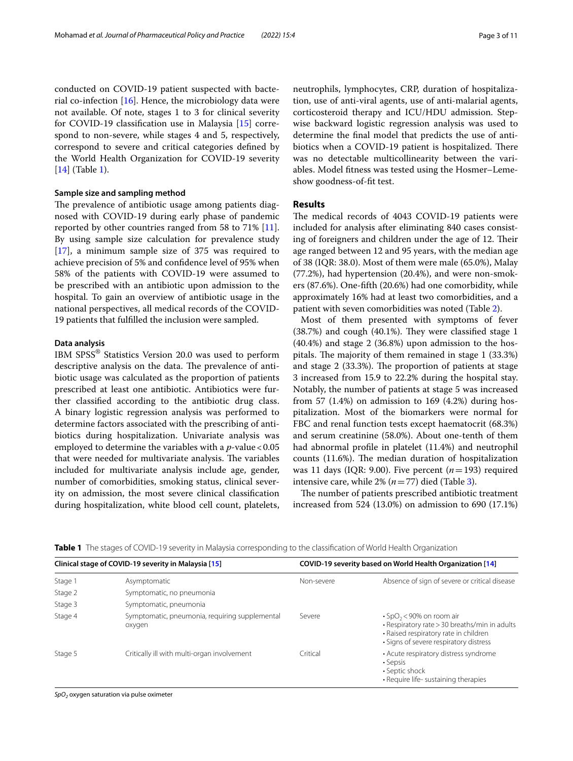conducted on COVID-19 patient suspected with bacterial co-infection [16]. Hence, the microbiology data were not available. Of note, stages 1 to 3 for clinical severity for COVID-19 classification use in Malaysia [15] correspond to non-severe, while stages 4 and 5, respectively, correspond to severe and critical categories defined by the World Health Organization for COVID-19 severity [14] (Table 1).

### Sample size and sampling method

The prevalence of antibiotic usage among patients diagnosed with COVID-19 during early phase of pandemic reported by other countries ranged from 58 to 71% [11]. By using sample size calculation for prevalence study [17], a minimum sample size of 375 was required to achieve precision of 5% and confidence level of 95% when 58% of the patients with COVID-19 were assumed to be prescribed with an antibiotic upon admission to the hospital. To gain an overview of antibiotic usage in the national perspectives, all medical records of the COVID-19 patients that fulfilled the inclusion were sampled.

### Data analysis

IBM SPSS® Statistics Version 20.0 was used to perform descriptive analysis on the data. The prevalence of antibiotic usage was calculated as the proportion of patients prescribed at least one antibiotic. Antibiotics were further classified according to the antibiotic drug class. A binary logistic regression analysis was performed to determine factors associated with the prescribing of antibiotics during hospitalization. Univariate analysis was employed to determine the variables with a $p$-value < 0.05 that were needed for multivariate analysis. The variables included for multivariate analysis include age, gender, number of comorbidities, smoking status, clinical severity on admission, the most severe clinical classification during hospitalization, white blood cell count, platelets, neutrophils, lymphocytes, CRP, duration of hospitalization, use of anti-viral agents, use of anti-malarial agents, corticosteroid therapy and ICU/HDU admission. Stepwise backward logistic regression analysis was used to determine the final model that predicts the use of antibiotics when a COVID-19 patient is hospitalized. There was no detectable multicollinearity between the variables. Model fitness was tested using the Hosmer–Lemeshow goodness-of-fit test.

## Results

The medical records of 4043 COVID-19 patients were included for analysis after eliminating 840 cases consisting of foreigners and children under the age of 12. Their age ranged between 12 and 95 years, with the median age of 38 (IQR: 38.0). Most of them were male (65.0%), Malay (77.2%), had hypertension (20.4%), and were non-smokers (87.6%). One-fifth (20.6%) had one comorbidity, while approximately 16% had at least two comorbidities, and a patient with seven comorbidities was noted (Table 2).

Most of them presented with symptoms of fever (38.7%) and cough (40.1%). They were classified stage 1 (40.4%) and stage 2 (36.8%) upon admission to the hospitals. The majority of them remained in stage 1 (33.3%) and stage 2 (33.3%). The proportion of patients at stage 3 increased from 15.9 to 22.2% during the hospital stay. Notably, the number of patients at stage 5 was increased from 57 (1.4%) on admission to 169 (4.2%) during hospitalization. Most of the biomarkers were normal for FBC and renal function tests except haematocrit (68.3%) and serum creatinine (58.0%). About one-tenth of them had abnormal profile in platelet (11.4%) and neutrophil counts (11.6%). The median duration of hospitalization was 11 days (IQR: 9.00). Five percent ($n$ = 193) required intensive care, while 2% ($n$ = 77) died (Table 3).

The number of patients prescribed antibiotic treatment increased from 524 (13.0%) on admission to 690 (17.1%)

**Table 1** The stages of COVID-19 severity in Malaysia corresponding to the classification of World Health Organization

| Clinical stage of COVID-19 severity in Malaysia [15] | | COVID-19 severity based on World Health Organization [14] | |
|---|---|---|---|
| Stage 1 | Asymptomatic | Non-severe | Absence of sign of severe or critical disease |
| Stage 2 | Symptomatic, no pneumonia | | |
| Stage 3 | Symptomatic, pneumonia | | |
| Stage 4 | Symptomatic, pneumonia, requiring supplemental oxygen | Severe | • $SpO_2$ < 90% on room air<br>• Respiratory rate > 30 breaths/min in adults<br>• Raised respiratory rate in children<br>• Signs of severe respiratory distress |
| Stage 5 | Critically ill with multi-organ involvement | Critical | • Acute respiratory distress syndrome<br>• Sepsis<br>• Septic shock<br>• Require life- sustaining therapies |

*$SpO_2$* oxygen saturation via pulse oximeter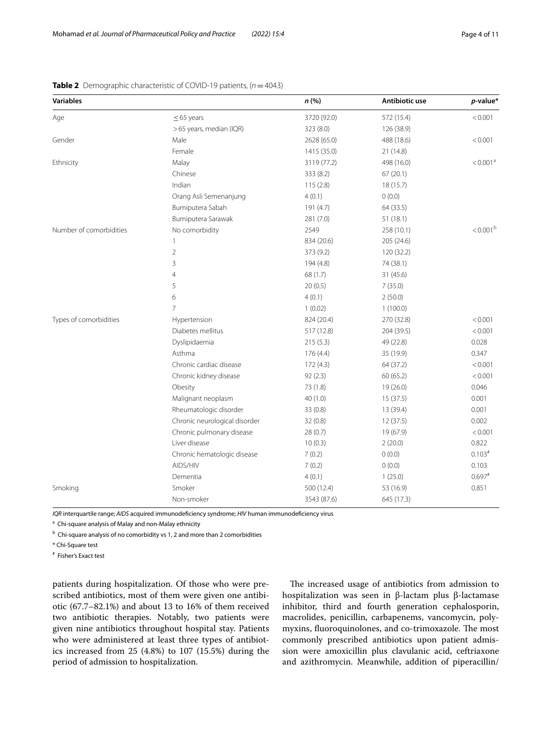**Table 2** Demographic characteristic of COVID-19 patients, ($n = 4043$)

| Variables | | n (%) | Antibiotic use | p-value* |
|---|---|---|---|---|
| Age | ≤ 65 years | 3720 (92.0) | 572 (15.4) | < 0.001 |
| | > 65 years, median (IQR) | 323 (8.0) | 126 (38.9) | |
| Gender | Male | 2628 (65.0) | 488 (18.6) | < 0.001 |
| | Female | 1415 (35.0) | 21 (14.8) | |
| Ethnicity | Malay | 3119 (77.2) | 498 (16.0) | < 0.001[a] |
| | Chinese | 333 (8.2) | 67 (20.1) | |
| | Indian | 115 (2.8) | 18 (15.7) | |
| | Orang Asli Semenanjung | 4 (0.1) | 0 (0.0) | |
| | Bumiputera Sabah | 191 (4.7) | 64 (33.5) | |
| | Bumiputera Sarawak | 281 (7.0) | 51 (18.1) | |
| Number of comorbidities | No comorbidity | 2549 | 258 (10.1) | < 0.001[b] |
| | 1 | 834 (20.6) | 205 (24.6) | |
| | 2 | 373 (9.2) | 120 (32.2) | |
| | 3 | 194 (4.8) | 74 (38.1) | |
| | 4 | 68 (1.7) | 31 (45.6) | |
| | 5 | 20 (0.5) | 7 (35.0) | |
| | 6 | 4 (0.1) | 2 (50.0) | |
| | 7 | 1 (0.02) | 1 (100.0) | |
| Types of comorbidities | Hypertension | 824 (20.4) | 270 (32.8) | < 0.001 |
| | Diabetes mellitus | 517 (12.8) | 204 (39.5) | < 0.001 |
| | Dyslipidaemia | 215 (5.3) | 49 (22.8) | 0.028 |
| | Asthma | 176 (4.4) | 35 (19.9) | 0.347 |
| | Chronic cardiac disease | 172 (4.3) | 64 (37.2) | < 0.001 |
| | Chronic kidney disease | 92 (2.3) | 60 (65.2) | < 0.001 |
| | Obesity | 73 (1.8) | 19 (26.0) | 0.046 |
| | Malignant neoplasm | 40 (1.0) | 15 (37.5) | 0.001 |
| | Rheumatologic disorder | 33 (0.8) | 13 (39.4) | 0.001 |
| | Chronic neurological disorder | 32 (0.8) | 12 (37.5) | 0.002 |
| | Chronic pulmonary disease | 28 (0.7) | 19 (67.9) | < 0.001 |
| | Liver disease | 10 (0.3) | 2 (20.0) | 0.822 |
| | Chronic hematologic disease | 7 (0.2) | 0 (0.0) | 0.103[#] |
| | AIDS/HIV | 7 (0.2) | 0 (0.0) | 0.103 |
| | Dementia | 4 (0.1) | 1 (25.0) | 0.697[#] |
| Smoking | Smoker | 500 (12.4) | 53 (16.9) | 0.851 |
| | Non-smoker | 3543 (87.6) | 645 (17.3) | |

*IQR* interquartile range; *AIDS* acquired immunodeficiency syndrome; *HIV* human immunodeficiency virus

[a] Chi-square analysis of Malay and non-Malay ethnicity

[b] Chi-square analysis of no comorbidity vs 1, 2 and more than 2 comorbidities

\* Chi-Square test

[#] Fisher's Exact test

patients during hospitalization. Of those who were prescribed antibiotics, most of them were given one antibiotic (67.7–82.1%) and about 13 to 16% of them received two antibiotic therapies. Notably, two patients were given nine antibiotics throughout hospital stay. Patients who were administered at least three types of antibiotics increased from 25 (4.8%) to 107 (15.5%) during the period of admission to hospitalization.

The increased usage of antibiotics from admission to hospitalization was seen in β-lactam plus β-lactamase inhibitor, third and fourth generation cephalosporin, macrolides, penicillin, carbapenems, vancomycin, polymyxins, fluoroquinolones, and co-trimoxazole. The most commonly prescribed antibiotics upon patient admission were amoxicillin plus clavulanic acid, ceftriaxone and azithromycin. Meanwhile, addition of piperacillin/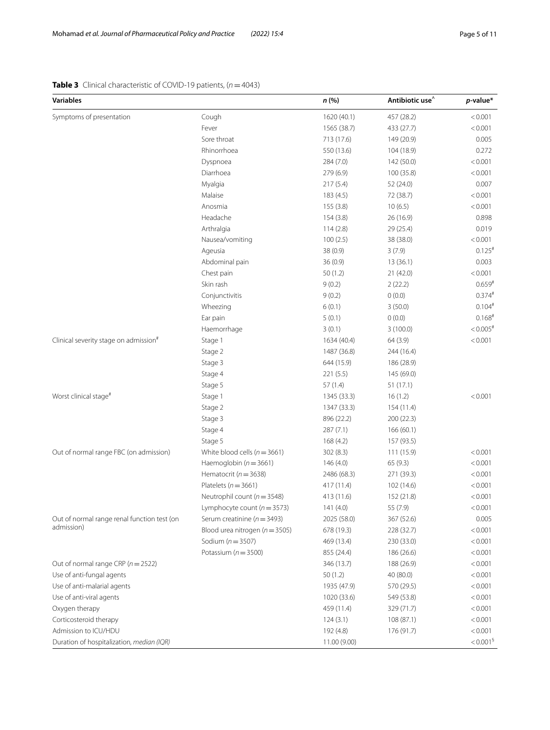**Table 3** Clinical characteristic of COVID-19 patients, ($n = 4043$)

| Variables | | *n* (%) | Antibiotic use^ | *p*-value* |
|---|---|---|---|---|
| Symptoms of presentation | Cough | 1620 (40.1) | 457 (28.2) | < 0.001 |
| | Fever | 1565 (38.7) | 433 (27.7) | < 0.001 |
| | Sore throat | 713 (17.6) | 149 (20.9) | 0.005 |
| | Rhinorrhoea | 550 (13.6) | 104 (18.9) | 0.272 |
| | Dyspnoea | 284 (7.0) | 142 (50.0) | < 0.001 |
| | Diarrhoea | 279 (6.9) | 100 (35.8) | < 0.001 |
| | Myalgia | 217 (5.4) | 52 (24.0) | 0.007 |
| | Malaise | 183 (4.5) | 72 (38.7) | < 0.001 |
| | Anosmia | 155 (3.8) | 10 (6.5) | < 0.001 |
| | Headache | 154 (3.8) | 26 (16.9) | 0.898 |
| | Arthralgia | 114 (2.8) | 29 (25.4) | 0.019 |
| | Nausea/vomiting | 100 (2.5) | 38 (38.0) | < 0.001 |
| | Ageusia | 38 (0.9) | 3 (7.9) | 0.125# |
| | Abdominal pain | 36 (0.9) | 13 (36.1) | 0.003 |
| | Chest pain | 50 (1.2) | 21 (42.0) | < 0.001 |
| | Skin rash | 9 (0.2) | 2 (22.2) | 0.659# |
| | Conjunctivitis | 9 (0.2) | 0 (0.0) | 0.374# |
| | Wheezing | 6 (0.1) | 3 (50.0) | 0.104# |
| | Ear pain | 5 (0.1) | 0 (0.0) | 0.168# |
| | Haemorrhage | 3 (0.1) | 3 (100.0) | < 0.005# |
| Clinical severity stage on admission# | Stage 1 | 1634 (40.4) | 64 (3.9) | < 0.001 |
| | Stage 2 | 1487 (36.8) | 244 (16.4) | |
| | Stage 3 | 644 (15.9) | 186 (28.9) | |
| | Stage 4 | 221 (5.5) | 145 (69.0) | |
| | Stage 5 | 57 (1.4) | 51 (17.1) | |
| Worst clinical stage# | Stage 1 | 1345 (33.3) | 16 (1.2) | < 0.001 |
| | Stage 2 | 1347 (33.3) | 154 (11.4) | |
| | Stage 3 | 896 (22.2) | 200 (22.3) | |
| | Stage 4 | 287 (7.1) | 166 (60.1) | |
| | Stage 5 | 168 (4.2) | 157 (93.5) | |
| Out of normal range FBC (on admission) | White blood cells ($n = 3661$) | 302 (8.3) | 111 (15.9) | < 0.001 |
| | Haemoglobin ($n = 3661$) | 146 (4.0) | 65 (9.3) | < 0.001 |
| | Hematocrit ($n = 3638$) | 2486 (68.3) | 271 (39.3) | < 0.001 |
| | Platelets ($n = 3661$) | 417 (11.4) | 102 (14.6) | < 0.001 |
| | Neutrophil count ($n = 3548$) | 413 (11.6) | 152 (21.8) | < 0.001 |
| | Lymphocyte count ($n = 3573$) | 141 (4.0) | 55 (7.9) | < 0.001 |
| Out of normal range renal function test (on admission) | Serum creatinine ($n = 3493$) | 2025 (58.0) | 367 (52.6) | 0.005 |
| | Blood urea nitrogen ($n = 3505$) | 678 (19.3) | 228 (32.7) | < 0.001 |
| | Sodium ($n = 3507$) | 469 (13.4) | 230 (33.0) | < 0.001 |
| | Potassium ($n = 3500$) | 855 (24.4) | 186 (26.6) | < 0.001 |
| Out of normal range CRP ($n = 2522$) | | 346 (13.7) | 188 (26.9) | < 0.001 |
| Use of anti-fungal agents | | 50 (1.2) | 40 (80.0) | < 0.001 |
| Use of anti-malarial agents | | 1935 (47.9) | 570 (29.5) | < 0.001 |
| Use of anti-viral agents | | 1020 (33.6) | 549 (53.8) | < 0.001 |
| Oxygen therapy | | 459 (11.4) | 329 (71.7) | < 0.001 |
| Corticosteroid therapy | | 124 (3.1) | 108 (87.1) | < 0.001 |
| Admission to ICU/HDU | | 192 (4.8) | 176 (91.7) | < 0.001 |
| Duration of hospitalization, *median (IQR)* | | 11.00 (9.00) | | < 0.001§ |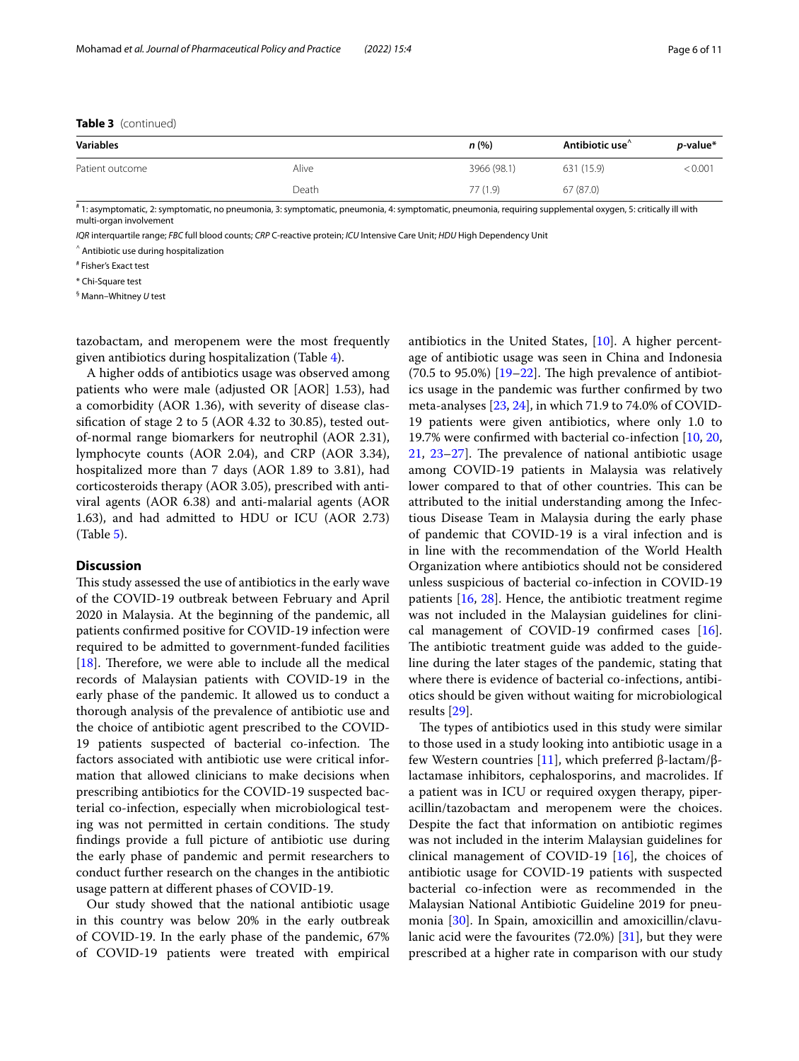**Table 3** (continued)

| Variables | | n (%) | Antibiotic use^ | p-value* |
|---|---|---|---|---|
| Patient outcome | Alive | 3966 (98.1) | 631 (15.9) | < 0.001 |
| | Death | 77 (1.9) | 67 (87.0) | |

# 1: asymptomatic, 2: symptomatic, no pneumonia, 3: symptomatic, pneumonia, 4: symptomatic, pneumonia, requiring supplemental oxygen, 5: critically ill with multi-organ involvement

*IQR* interquartile range; *FBC* full blood counts; *CRP* C-reactive protein; *ICU* Intensive Care Unit; *HDU* High Dependency Unit

^ Antibiotic use during hospitalization

# Fisher's Exact test

* Chi-Square test

§ Mann–Whitney *U* test

tazobactam, and meropenem were the most frequently given antibiotics during hospitalization (Table 4).

A higher odds of antibiotics usage was observed among patients who were male (adjusted OR [AOR] 1.53), had a comorbidity (AOR 1.36), with severity of disease classification of stage 2 to 5 (AOR 4.32 to 30.85), tested out-of-normal range biomarkers for neutrophil (AOR 2.31), lymphocyte counts (AOR 2.04), and CRP (AOR 3.34), hospitalized more than 7 days (AOR 1.89 to 3.81), had corticosteroids therapy (AOR 3.05), prescribed with anti-viral agents (AOR 6.38) and anti-malarial agents (AOR 1.63), and had admitted to HDU or ICU (AOR 2.73) (Table 5).

## Discussion

This study assessed the use of antibiotics in the early wave of the COVID-19 outbreak between February and April 2020 in Malaysia. At the beginning of the pandemic, all patients confirmed positive for COVID-19 infection were required to be admitted to government-funded facilities [18]. Therefore, we were able to include all the medical records of Malaysian patients with COVID-19 in the early phase of the pandemic. It allowed us to conduct a thorough analysis of the prevalence of antibiotic use and the choice of antibiotic agent prescribed to the COVID-19 patients suspected of bacterial co-infection. The factors associated with antibiotic use were critical information that allowed clinicians to make decisions when prescribing antibiotics for the COVID-19 suspected bacterial co-infection, especially when microbiological testing was not permitted in certain conditions. The study findings provide a full picture of antibiotic use during the early phase of pandemic and permit researchers to conduct further research on the changes in the antibiotic usage pattern at different phases of COVID-19.

Our study showed that the national antibiotic usage in this country was below 20% in the early outbreak of COVID-19. In the early phase of the pandemic, 67% of COVID-19 patients were treated with empirical antibiotics in the United States, [10]. A higher percentage of antibiotic usage was seen in China and Indonesia (70.5 to 95.0%) [19–22]. The high prevalence of antibiotics usage in the pandemic was further confirmed by two meta-analyses [23, 24], in which 71.9 to 74.0% of COVID-19 patients were given antibiotics, where only 1.0 to 19.7% were confirmed with bacterial co-infection [10, 20, 21, 23–27]. The prevalence of national antibiotic usage among COVID-19 patients in Malaysia was relatively lower compared to that of other countries. This can be attributed to the initial understanding among the Infectious Disease Team in Malaysia during the early phase of pandemic that COVID-19 is a viral infection and is in line with the recommendation of the World Health Organization where antibiotics should not be considered unless suspicious of bacterial co-infection in COVID-19 patients [16, 28]. Hence, the antibiotic treatment regime was not included in the Malaysian guidelines for clinical management of COVID-19 confirmed cases [16]. The antibiotic treatment guide was added to the guideline during the later stages of the pandemic, stating that where there is evidence of bacterial co-infections, antibiotics should be given without waiting for microbiological results [29].

The types of antibiotics used in this study were similar to those used in a study looking into antibiotic usage in a few Western countries [11], which preferred β-lactam/β-lactamase inhibitors, cephalosporins, and macrolides. If a patient was in ICU or required oxygen therapy, piperacillin/tazobactam and meropenem were the choices. Despite the fact that information on antibiotic regimes was not included in the interim Malaysian guidelines for clinical management of COVID-19 [16], the choices of antibiotic usage for COVID-19 patients with suspected bacterial co-infection were as recommended in the Malaysian National Antibiotic Guideline 2019 for pneumonia [30]. In Spain, amoxicillin and amoxicillin/clavulanic acid were the favourites (72.0%) [31], but they were prescribed at a higher rate in comparison with our study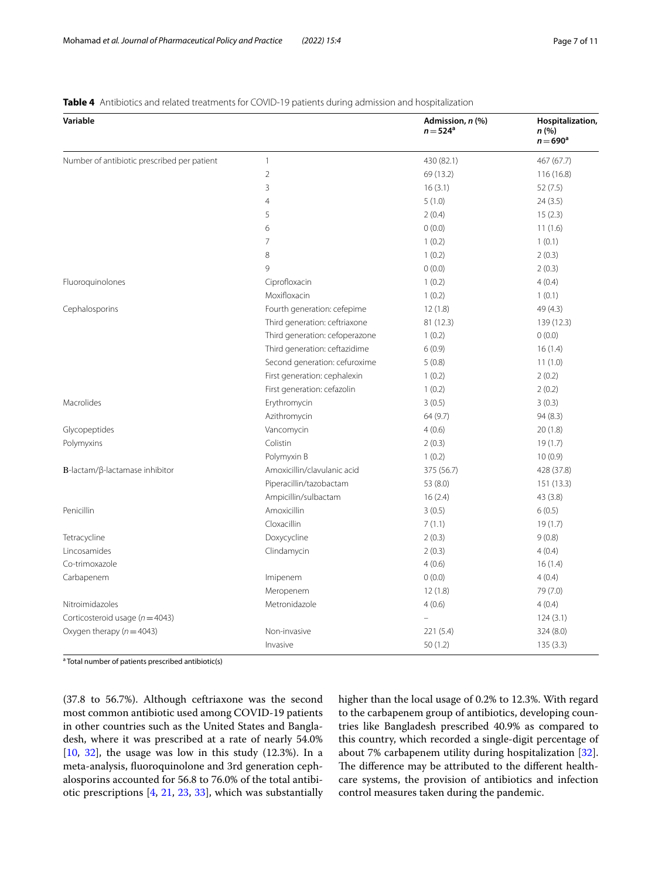**Table 4** Antibiotics and related treatments for COVID-19 patients during admission and hospitalization

| Variable | | Admission, *n* (%) *n* = 524[a] | Hospitalization, *n* (%) *n* = 690[a] |
|---|---|---|---|
| Number of antibiotic prescribed per patient | 1 | 430 (82.1) | 467 (67.7) |
| | 2 | 69 (13.2) | 116 (16.8) |
| | 3 | 16 (3.1) | 52 (7.5) |
| | 4 | 5 (1.0) | 24 (3.5) |
| | 5 | 2 (0.4) | 15 (2.3) |
| | 6 | 0 (0.0) | 11 (1.6) |
| | 7 | 1 (0.2) | 1 (0.1) |
| | 8 | 1 (0.2) | 2 (0.3) |
| | 9 | 0 (0.0) | 2 (0.3) |
| Fluoroquinolones | Ciprofloxacin | 1 (0.2) | 4 (0.4) |
| | Moxifloxacin | 1 (0.2) | 1 (0.1) |
| Cephalosporins | Fourth generation: cefepime | 12 (1.8) | 49 (4.3) |
| | Third generation: ceftriaxone | 81 (12.3) | 139 (12.3) |
| | Third generation: cefoperazone | 1 (0.2) | 0 (0.0) |
| | Third generation: ceftazidime | 6 (0.9) | 16 (1.4) |
| | Second generation: cefuroxime | 5 (0.8) | 11 (1.0) |
| | First generation: cephalexin | 1 (0.2) | 2 (0.2) |
| | First generation: cefazolin | 1 (0.2) | 2 (0.2) |
| Macrolides | Erythromycin | 3 (0.5) | 3 (0.3) |
| | Azithromycin | 64 (9.7) | 94 (8.3) |
| Glycopeptides | Vancomycin | 4 (0.6) | 20 (1.8) |
| Polymyxins | Colistin | 2 (0.3) | 19 (1.7) |
| | Polymyxin B | 1 (0.2) | 10 (0.9) |
| Β-lactam/β-lactamase inhibitor | Amoxicillin/clavulanic acid | 375 (56.7) | 428 (37.8) |
| | Piperacillin/tazobactam | 53 (8.0) | 151 (13.3) |
| | Ampicillin/sulbactam | 16 (2.4) | 43 (3.8) |
| Penicillin | Amoxicillin | 3 (0.5) | 6 (0.5) |
| | Cloxacillin | 7 (1.1) | 19 (1.7) |
| Tetracycline | Doxycycline | 2 (0.3) | 9 (0.8) |
| Lincosamides | Clindamycin | 2 (0.3) | 4 (0.4) |
| Co-trimoxazole | | 4 (0.6) | 16 (1.4) |
| Carbapenem | Imipenem | 0 (0.0) | 4 (0.4) |
| | Meropenem | 12 (1.8) | 79 (7.0) |
| Nitroimidazoles | Metronidazole | 4 (0.6) | 4 (0.4) |
| Corticosteroid usage (*n* = 4043) | | – | 124 (3.1) |
| Oxygen therapy (*n* = 4043) | Non-invasive | 221 (5.4) | 324 (8.0) |
| | Invasive | 50 (1.2) | 135 (3.3) |

[a] Total number of patients prescribed antibiotic(s)

(37.8 to 56.7%). Although ceftriaxone was the second most common antibiotic used among COVID-19 patients in other countries such as the United States and Bangladesh, where it was prescribed at a rate of nearly 54.0% [10, 32], the usage was low in this study (12.3%). In a meta-analysis, fluoroquinolone and 3rd generation cephalosporins accounted for 56.8 to 76.0% of the total antibiotic prescriptions [4, 21, 23, 33], which was substantially higher than the local usage of 0.2% to 12.3%. With regard to the carbapenem group of antibiotics, developing countries like Bangladesh prescribed 40.9% as compared to this country, which recorded a single-digit percentage of about 7% carbapenem utility during hospitalization [32]. The difference may be attributed to the different healthcare systems, the provision of antibiotics and infection control measures taken during the pandemic.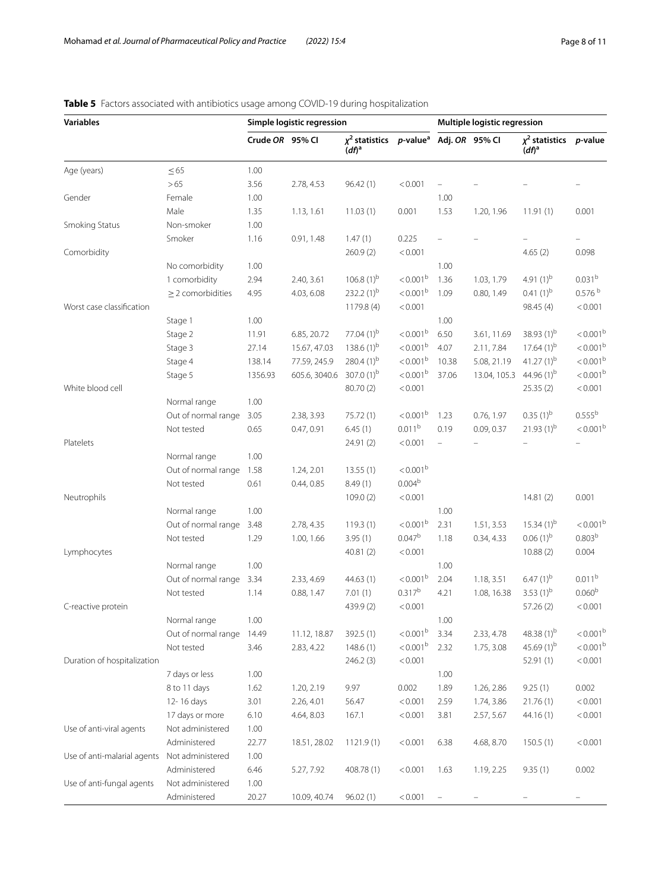**Table 5** Factors associated with antibiotics usage among COVID-19 during hospitalization

| Variables | | Simple logistic regression | | | | Multiple logistic regression | | | |
|---|---|---|---|---|---|---|---|---|---|
| | | Crude *OR* | 95% CI | $\chi^2$ statistics (*df*)[a] | *p*-value[a] | Adj. *OR* | 95% CI | $\chi^2$ statistics (*df*)[a] | *p*-value |
| Age (years) | ≤ 65 | 1.00 | | | | | | | |
| | > 65 | 3.56 | 2.78, 4.53 | 96.42 (1) | < 0.001 | – | – | – | – |
| Gender | Female | 1.00 | | | | 1.00 | | | |
| | Male | 1.35 | 1.13, 1.61 | 11.03 (1) | 0.001 | 1.53 | 1.20, 1.96 | 11.91 (1) | 0.001 |
| Smoking Status | Non-smoker | 1.00 | | | | | | | |
| | Smoker | 1.16 | 0.91, 1.48 | 1.47 (1) | 0.225 | – | – | – | – |
| Comorbidity | | | | 260.9 (2) | < 0.001 | | | 4.65 (2) | 0.098 |
| | No comorbidity | 1.00 | | | | 1.00 | | | |
| | 1 comorbidity | 2.94 | 2.40, 3.61 | 106.8 (1)[b] | < 0.001[b] | 1.36 | 1.03, 1.79 | 4.91 (1)[b] | 0.031[b] |
| | ≥ 2 comorbidities | 4.95 | 4.03, 6.08 | 232.2 (1)[b] | < 0.001[b] | 1.09 | 0.80, 1.49 | 0.41 (1)[b] | 0.576[b] |
| Worst case classification | | | | 1179.8 (4) | < 0.001 | | | 98.45 (4) | < 0.001 |
| | Stage 1 | 1.00 | | | | 1.00 | | | |
| | Stage 2 | 11.91 | 6.85, 20.72 | 77.04 (1)[b] | < 0.001[b] | 6.50 | 3.61, 11.69 | 38.93 (1)[b] | < 0.001[b] |
| | Stage 3 | 27.14 | 15.67, 47.03 | 138.6 (1)[b] | < 0.001[b] | 4.07 | 2.11, 7.84 | 17.64 (1)[b] | < 0.001[b] |
| | Stage 4 | 138.14 | 77.59, 245.9 | 280.4 (1)[b] | < 0.001[b] | 10.38 | 5.08, 21.19 | 41.27 (1)[b] | < 0.001[b] |
| | Stage 5 | 1356.93 | 605.6, 3040.6 | 307.0 (1)[b] | < 0.001[b] | 37.06 | 13.04, 105.3 | 44.96 (1)[b] | < 0.001[b] |
| White blood cell | | | | 80.70 (2) | < 0.001 | | | 25.35 (2) | < 0.001 |
| | Normal range | 1.00 | | | | | | | |
| | Out of normal range | 3.05 | 2.38, 3.93 | 75.72 (1) | < 0.001[b] | 1.23 | 0.76, 1.97 | 0.35 (1)[b] | 0.555[b] |
| | Not tested | 0.65 | 0.47, 0.91 | 6.45 (1) | 0.011[b] | 0.19 | 0.09, 0.37 | 21.93 (1)[b] | < 0.001[b] |
| Platelets | | | | 24.91 (2) | < 0.001 | – | – | – | – |
| | Normal range | 1.00 | | | | | | | |
| | Out of normal range | 1.58 | 1.24, 2.01 | 13.55 (1) | < 0.001[b] | | | | |
| | Not tested | 0.61 | 0.44, 0.85 | 8.49 (1) | 0.004[b] | | | | |
| Neutrophils | | | | 109.0 (2) | < 0.001 | | | 14.81 (2) | 0.001 |
| | Normal range | 1.00 | | | | 1.00 | | | |
| | Out of normal range | 3.48 | 2.78, 4.35 | 119.3 (1) | < 0.001[b] | 2.31 | 1.51, 3.53 | 15.34 (1)[b] | < 0.001[b] |
| | Not tested | 1.29 | 1.00, 1.66 | 3.95 (1) | 0.047[b] | 1.18 | 0.34, 4.33 | 0.06 (1)[b] | 0.803[b] |
| Lymphocytes | | | | 40.81 (2) | < 0.001 | | | 10.88 (2) | 0.004 |
| | Normal range | 1.00 | | | | 1.00 | | | |
| | Out of normal range | 3.34 | 2.33, 4.69 | 44.63 (1) | < 0.001[b] | 2.04 | 1.18, 3.51 | 6.47 (1)[b] | 0.011[b] |
| | Not tested | 1.14 | 0.88, 1.47 | 7.01 (1) | 0.317[b] | 4.21 | 1.08, 16.38 | 3.53 (1)[b] | 0.060[b] |
| C-reactive protein | | | | 439.9 (2) | < 0.001 | | | 57.26 (2) | < 0.001 |
| | Normal range | 1.00 | | | | 1.00 | | | |
| | Out of normal range | 14.49 | 11.12, 18.87 | 392.5 (1) | < 0.001[b] | 3.34 | 2.33, 4.78 | 48.38 (1)[b] | < 0.001[b] |
| | Not tested | 3.46 | 2.83, 4.22 | 148.6 (1) | < 0.001[b] | 2.32 | 1.75, 3.08 | 45.69 (1)[b] | < 0.001[b] |
| Duration of hospitalization | | | | 246.2 (3) | < 0.001 | | | 52.91 (1) | < 0.001 |
| | 7 days or less | 1.00 | | | | 1.00 | | | |
| | 8 to 11 days | 1.62 | 1.20, 2.19 | 9.97 | 0.002 | 1.89 | 1.26, 2.86 | 9.25 (1) | 0.002 |
| | 12- 16 days | 3.01 | 2.26, 4.01 | 56.47 | < 0.001 | 2.59 | 1.74, 3.86 | 21.76 (1) | < 0.001 |
| | 17 days or more | 6.10 | 4.64, 8.03 | 167.1 | < 0.001 | 3.81 | 2.57, 5.67 | 44.16 (1) | < 0.001 |
| Use of anti-viral agents | Not administered | 1.00 | | | | | | | |
| | Administered | 22.77 | 18.51, 28.02 | 1121.9 (1) | < 0.001 | 6.38 | 4.68, 8.70 | 150.5 (1) | < 0.001 |
| Use of anti-malarial agents | Not administered | 1.00 | | | | | | | |
| | Administered | 6.46 | 5.27, 7.92 | 408.78 (1) | < 0.001 | 1.63 | 1.19, 2.25 | 9.35 (1) | 0.002 |
| Use of anti-fungal agents | Not administered | 1.00 | | | | | | | |
| | Administered | 20.27 | 10.09, 40.74 | 96.02 (1) | < 0.001 | – | – | – | – |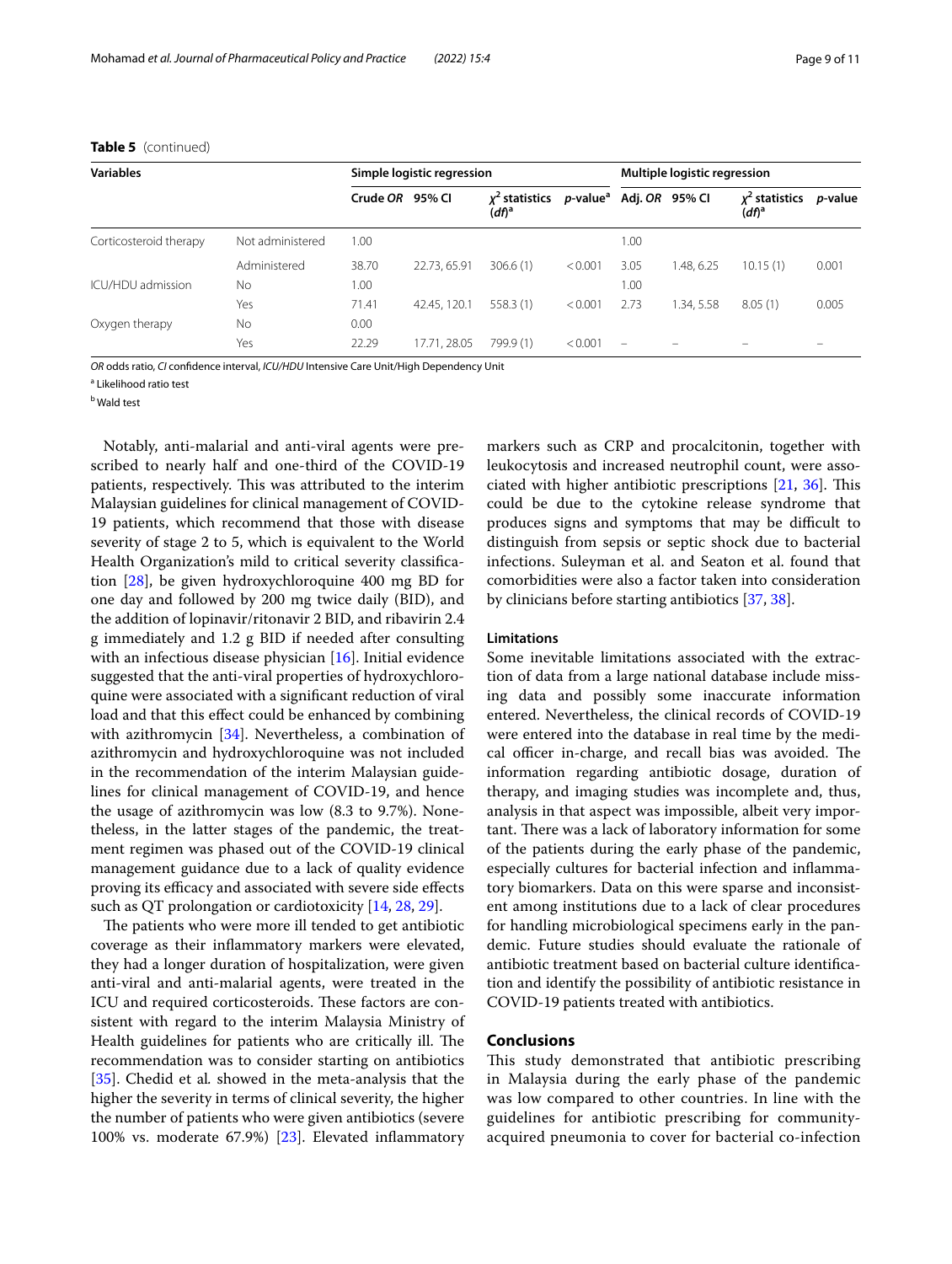**Table 5** (continued)

| Variables | | Simple logistic regression | | | | Multiple logistic regression | | | |
|---|---|---|---|---|---|---|---|---|---|
| | | Crude *OR* | 95% CI | $\chi^2$ statistics (*df*)[a] | *p*-value[a] | Adj. *OR* | 95% CI | $\chi^2$ statistics (*df*)[a] | *p*-value |
| Corticosteroid therapy | Not administered | 1.00 | | | | 1.00 | | | |
| | Administered | 38.70 | 22.73, 65.91 | 306.6 (1) | < 0.001 | 3.05 | 1.48, 6.25 | 10.15 (1) | 0.001 |
| ICU/HDU admission | No | 1.00 | | | | 1.00 | | | |
| | Yes | 71.41 | 42.45, 120.1 | 558.3 (1) | < 0.001 | 2.73 | 1.34, 5.58 | 8.05 (1) | 0.005 |
| Oxygen therapy | No | 0.00 | | | | | | | |
| | Yes | 22.29 | 17.71, 28.05 | 799.9 (1) | < 0.001 | – | – | – | – |

*OR* odds ratio, *CI* confidence interval, *ICU/HDU* Intensive Care Unit/High Dependency Unit

[a] Likelihood ratio test

[b] Wald test

Notably, anti-malarial and anti-viral agents were prescribed to nearly half and one-third of the COVID-19 patients, respectively. This was attributed to the interim Malaysian guidelines for clinical management of COVID-19 patients, which recommend that those with disease severity of stage 2 to 5, which is equivalent to the World Health Organization's mild to critical severity classification [28], be given hydroxychloroquine 400 mg BD for one day and followed by 200 mg twice daily (BID), and the addition of lopinavir/ritonavir 2 BID, and ribavirin 2.4 g immediately and 1.2 g BID if needed after consulting with an infectious disease physician [16]. Initial evidence suggested that the anti-viral properties of hydroxychloroquine were associated with a significant reduction of viral load and that this effect could be enhanced by combining with azithromycin [34]. Nevertheless, a combination of azithromycin and hydroxychloroquine was not included in the recommendation of the interim Malaysian guidelines for clinical management of COVID-19, and hence the usage of azithromycin was low (8.3 to 9.7%). Nonetheless, in the latter stages of the pandemic, the treatment regimen was phased out of the COVID-19 clinical management guidance due to a lack of quality evidence proving its efficacy and associated with severe side effects such as QT prolongation or cardiotoxicity [14, 28, 29].

The patients who were more ill tended to get antibiotic coverage as their inflammatory markers were elevated, they had a longer duration of hospitalization, were given anti-viral and anti-malarial agents, were treated in the ICU and required corticosteroids. These factors are consistent with regard to the interim Malaysia Ministry of Health guidelines for patients who are critically ill. The recommendation was to consider starting on antibiotics [35]. Chedid et al. showed in the meta-analysis that the higher the severity in terms of clinical severity, the higher the number of patients who were given antibiotics (severe 100% vs. moderate 67.9%) [23]. Elevated inflammatory markers such as CRP and procalcitonin, together with leukocytosis and increased neutrophil count, were associated with higher antibiotic prescriptions [21, 36]. This could be due to the cytokine release syndrome that produces signs and symptoms that may be difficult to distinguish from sepsis or septic shock due to bacterial infections. Suleyman et al. and Seaton et al. found that comorbidities were also a factor taken into consideration by clinicians before starting antibiotics [37, 38].

### Limitations

Some inevitable limitations associated with the extraction of data from a large national database include missing data and possibly some inaccurate information entered. Nevertheless, the clinical records of COVID-19 were entered into the database in real time by the medical officer in-charge, and recall bias was avoided. The information regarding antibiotic dosage, duration of therapy, and imaging studies was incomplete and, thus, analysis in that aspect was impossible, albeit very important. There was a lack of laboratory information for some of the patients during the early phase of the pandemic, especially cultures for bacterial infection and inflammatory biomarkers. Data on this were sparse and inconsistent among institutions due to a lack of clear procedures for handling microbiological specimens early in the pandemic. Future studies should evaluate the rationale of antibiotic treatment based on bacterial culture identification and identify the possibility of antibiotic resistance in COVID-19 patients treated with antibiotics.

## Conclusions

This study demonstrated that antibiotic prescribing in Malaysia during the early phase of the pandemic was low compared to other countries. In line with the guidelines for antibiotic prescribing for community-acquired pneumonia to cover for bacterial co-infection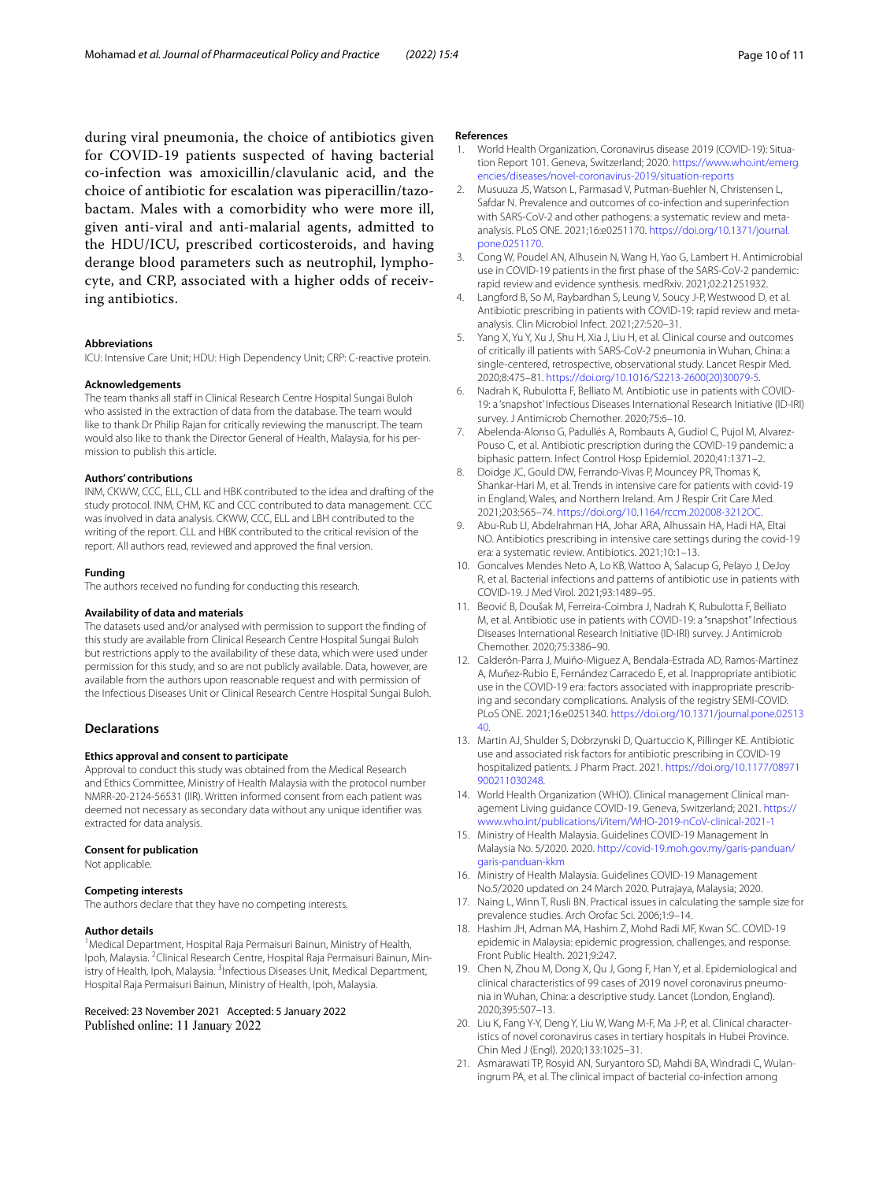during viral pneumonia, the choice of antibiotics given for COVID-19 patients suspected of having bacterial co-infection was amoxicillin/clavulanic acid, and the choice of antibiotic for escalation was piperacillin/tazobactam. Males with a comorbidity who were more ill, given anti-viral and anti-malarial agents, admitted to the HDU/ICU, prescribed corticosteroids, and having derange blood parameters such as neutrophil, lymphocyte, and CRP, associated with a higher odds of receiving antibiotics.

#### Abbreviations
ICU: Intensive Care Unit; HDU: High Dependency Unit; CRP: C-reactive protein.

#### Acknowledgements
The team thanks all staff in Clinical Research Centre Hospital Sungai Buloh who assisted in the extraction of data from the database. The team would like to thank Dr Philip Rajan for critically reviewing the manuscript. The team would also like to thank the Director General of Health, Malaysia, for his permission to publish this article.

#### Authors' contributions
INM, CKWW, CCC, ELL, CLL and HBK contributed to the idea and drafting of the study protocol. INM, CHM, KC and CCC contributed to data management. CCC was involved in data analysis. CKWW, CCC, ELL and LBH contributed to the writing of the report. CLL and HBK contributed to the critical revision of the report. All authors read, reviewed and approved the final version.

#### Funding
The authors received no funding for conducting this research.

#### Availability of data and materials
The datasets used and/or analysed with permission to support the finding of this study are available from Clinical Research Centre Hospital Sungai Buloh but restrictions apply to the availability of these data, which were used under permission for this study, and so are not publicly available. Data, however, are available from the authors upon reasonable request and with permission of the Infectious Diseases Unit or Clinical Research Centre Hospital Sungai Buloh.

## Declarations

#### Ethics approval and consent to participate
Approval to conduct this study was obtained from the Medical Research and Ethics Committee, Ministry of Health Malaysia with the protocol number NMRR-20-2124-56531 (IIR). Written informed consent from each patient was deemed not necessary as secondary data without any unique identifier was extracted for data analysis.

#### Consent for publication
Not applicable.

#### Competing interests
The authors declare that they have no competing interests.

#### Author details
[1]Medical Department, Hospital Raja Permaisuri Bainun, Ministry of Health, Ipoh, Malaysia. [2]Clinical Research Centre, Hospital Raja Permaisuri Bainun, Ministry of Health, Ipoh, Malaysia. [3]Infectious Diseases Unit, Medical Department, Hospital Raja Permaisuri Bainun, Ministry of Health, Ipoh, Malaysia.

Received: 23 November 2021 Accepted: 5 January 2022
Published online: 11 January 2022

#### References
1. World Health Organization. Coronavirus disease 2019 (COVID-19): Situation Report 101. Geneva, Switzerland; 2020. https://www.who.int/emergencies/diseases/novel-coronavirus-2019/situation-reports
2. Musuuza JS, Watson L, Parmasad V, Putman-Buehler N, Christensen L, Safdar N. Prevalence and outcomes of co-infection and superinfection with SARS-CoV-2 and other pathogens: a systematic review and meta-analysis. PLoS ONE. 2021;16:e0251170. https://doi.org/10.1371/journal.pone.0251170.
3. Cong W, Poudel AN, Alhusein N, Wang H, Yao G, Lambert H. Antimicrobial use in COVID-19 patients in the first phase of the SARS-CoV-2 pandemic: rapid review and evidence synthesis. medRxiv. 2021;02:21251932.
4. Langford B, So M, Raybardhan S, Leung V, Soucy J-P, Westwood D, et al. Antibiotic prescribing in patients with COVID-19: rapid review and meta-analysis. Clin Microbiol Infect. 2021;27:520–31.
5. Yang X, Yu Y, Xu J, Shu H, Xia J, Liu H, et al. Clinical course and outcomes of critically ill patients with SARS-CoV-2 pneumonia in Wuhan, China: a single-centered, retrospective, observational study. Lancet Respir Med. 2020;8:475–81. https://doi.org/10.1016/S2213-2600(20)30079-5.
6. Nadrah K, Rubulotta F, Belliato M. Antibiotic use in patients with COVID-19: a 'snapshot' Infectious Diseases International Research Initiative (ID-IRI) survey. J Antimicrob Chemother. 2020;75:6–10.
7. Abelenda-Alonso G, Padullés A, Rombauts A, Gudiol C, Pujol M, Alvarez-Pouso C, et al. Antibiotic prescription during the COVID-19 pandemic: a biphasic pattern. Infect Control Hosp Epidemiol. 2020;41:1371–2.
8. Doidge JC, Gould DW, Ferrando-Vivas P, Mouncey PR, Thomas K, Shankar-Hari M, et al. Trends in intensive care for patients with covid-19 in England, Wales, and Northern Ireland. Am J Respir Crit Care Med. 2021;203:565–74. https://doi.org/10.1164/rccm.202008-3212OC.
9. Abu-Rub LI, Abdelrahman HA, Johar ARA, Alhussain HA, Hadi HA, Eltai NO. Antibiotics prescribing in intensive care settings during the covid-19 era: a systematic review. Antibiotics. 2021;10:1–13.
10. Goncalves Mendes Neto A, Lo KB, Wattoo A, Salacup G, Pelayo J, DeJoy R, et al. Bacterial infections and patterns of antibiotic use in patients with COVID-19. J Med Virol. 2021;93:1489–95.
11. Beović B, Doušak M, Ferreira-Coimbra J, Nadrah K, Rubulotta F, Belliato M, et al. Antibiotic use in patients with COVID-19: a "snapshot" Infectious Diseases International Research Initiative (ID-IRI) survey. J Antimicrob Chemother. 2020;75:3386–90.
12. Calderón-Parra J, Muiño-Miguez A, Bendala-Estrada AD, Ramos-Martínez A, Muñez-Rubio E, Fernández Carracedo E, et al. Inappropriate antibiotic use in the COVID-19 era: factors associated with inappropriate prescribing and secondary complications. Analysis of the registry SEMI-COVID. PLoS ONE. 2021;16:e0251340. https://doi.org/10.1371/journal.pone.0251340.
13. Martin AJ, Shulder S, Dobrzynski D, Quartuccio K, Pillinger KE. Antibiotic use and associated risk factors for antibiotic prescribing in COVID-19 hospitalized patients. J Pharm Pract. 2021. https://doi.org/10.1177/08971900211030248.
14. World Health Organization (WHO). Clinical management Clinical management Living guidance COVID-19. Geneva, Switzerland; 2021. https://www.who.int/publications/i/item/WHO-2019-nCoV-clinical-2021-1
15. Ministry of Health Malaysia. Guidelines COVID-19 Management In Malaysia No. 5/2020. 2020. http://covid-19.moh.gov.my/garis-panduan/garis-panduan-kkm
16. Ministry of Health Malaysia. Guidelines COVID-19 Management No.5/2020 updated on 24 March 2020. Putrajaya, Malaysia; 2020.
17. Naing L, Winn T, Rusli BN. Practical issues in calculating the sample size for prevalence studies. Arch Orofac Sci. 2006;1:9–14.
18. Hashim JH, Adman MA, Hashim Z, Mohd Radi MF, Kwan SC. COVID-19 epidemic in Malaysia: epidemic progression, challenges, and response. Front Public Health. 2021;9:247.
19. Chen N, Zhou M, Dong X, Qu J, Gong F, Han Y, et al. Epidemiological and clinical characteristics of 99 cases of 2019 novel coronavirus pneumonia in Wuhan, China: a descriptive study. Lancet (London, England). 2020;395:507–13.
20. Liu K, Fang Y-Y, Deng Y, Liu W, Wang M-F, Ma J-P, et al. Clinical characteristics of novel coronavirus cases in tertiary hospitals in Hubei Province. Chin Med J (Engl). 2020;133:1025–31.
21. Asmarawati TP, Rosyid AN, Suryantoro SD, Mahdi BA, Windradi C, Wulaningrum PA, et al. The clinical impact of bacterial co-infection among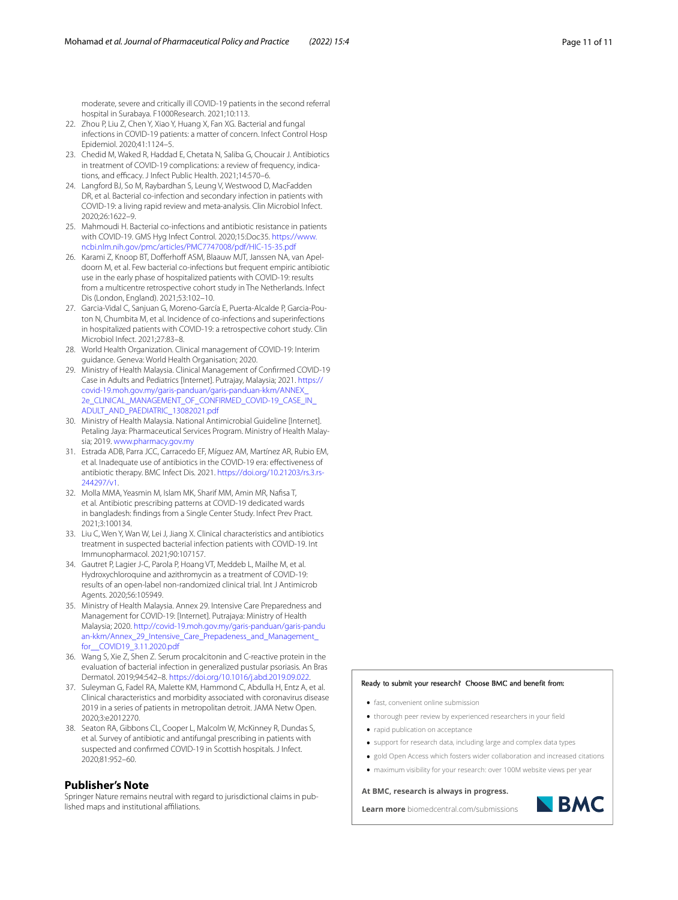moderate, severe and critically ill COVID-19 patients in the second referral hospital in Surabaya. F1000Research. 2021;10:113.

22. Zhou P, Liu Z, Chen Y, Xiao Y, Huang X, Fan XG. Bacterial and fungal infections in COVID-19 patients: a matter of concern. Infect Control Hosp Epidemiol. 2020;41:1124–5.
23. Chedid M, Waked R, Haddad E, Chetata N, Saliba G, Choucair J. Antibiotics in treatment of COVID-19 complications: a review of frequency, indications, and efficacy. J Infect Public Health. 2021;14:570–6.
24. Langford BJ, So M, Raybardhan S, Leung V, Westwood D, MacFadden DR, et al. Bacterial co-infection and secondary infection in patients with COVID-19: a living rapid review and meta-analysis. Clin Microbiol Infect. 2020;26:1622–9.
25. Mahmoudi H. Bacterial co-infections and antibiotic resistance in patients with COVID-19. GMS Hyg Infect Control. 2020;15:Doc35. https://www.ncbi.nlm.nih.gov/pmc/articles/PMC7747008/pdf/HIC-15-35.pdf
26. Karami Z, Knoop BT, Dofferhoff ASM, Blaauw MJT, Janssen NA, van Apeldoorn M, et al. Few bacterial co-infections but frequent empiric antibiotic use in the early phase of hospitalized patients with COVID-19: results from a multicentre retrospective cohort study in The Netherlands. Infect Dis (London, England). 2021;53:102–10.
27. Garcia-Vidal C, Sanjuan G, Moreno-García E, Puerta-Alcalde P, Garcia-Pouton N, Chumbita M, et al. Incidence of co-infections and superinfections in hospitalized patients with COVID-19: a retrospective cohort study. Clin Microbiol Infect. 2021;27:83–8.
28. World Health Organization. Clinical management of COVID-19: Interim guidance. Geneva: World Health Organisation; 2020.
29. Ministry of Health Malaysia. Clinical Management of Confirmed COVID-19 Case in Adults and Pediatrics [Internet]. Putrajay, Malaysia; 2021. https://covid-19.moh.gov.my/garis-panduan/garis-panduan-kkm/ANNEX_2e_CLINICAL_MANAGEMENT_OF_CONFIRMED_COVID-19_CASE_IN_ADULT_AND_PAEDIATRIC_13082021.pdf
30. Ministry of Health Malaysia. National Antimicrobial Guideline [Internet]. Petaling Jaya: Pharmaceutical Services Program. Ministry of Health Malaysia; 2019. www.pharmacy.gov.my
31. Estrada ADB, Parra JCC, Carracedo EF, Míguez AM, Martínez AR, Rubio EM, et al. Inadequate use of antibiotics in the COVID-19 era: effectiveness of antibiotic therapy. BMC Infect Dis. 2021. https://doi.org/10.21203/rs.3.rs-244297/v1.
32. Molla MMA, Yeasmin M, Islam MK, Sharif MM, Amin MR, Nafisa T, et al. Antibiotic prescribing patterns at COVID-19 dedicated wards in bangladesh: findings from a Single Center Study. Infect Prev Pract. 2021;3:100134.
33. Liu C, Wen Y, Wan W, Lei J, Jiang X. Clinical characteristics and antibiotics treatment in suspected bacterial infection patients with COVID-19. Int Immunopharmacol. 2021;90:107157.
34. Gautret P, Lagier J-C, Parola P, Hoang VT, Meddeb L, Mailhe M, et al. Hydroxychloroquine and azithromycin as a treatment of COVID-19: results of an open-label non-randomized clinical trial. Int J Antimicrob Agents. 2020;56:105949.
35. Ministry of Health Malaysia. Annex 29. Intensive Care Preparedness and Management for COVID-19: [Internet]. Putrajaya: Ministry of Health Malaysia; 2020. http://covid-19.moh.gov.my/garis-panduan/garis-panduan-kkm/Annex_29_Intensive_Care_Prepadeness_and_Management_for__COVID19_3.11.2020.pdf
36. Wang S, Xie Z, Shen Z. Serum procalcitonin and C-reactive protein in the evaluation of bacterial infection in generalized pustular psoriasis. An Bras Dermatol. 2019;94:542–8. https://doi.org/10.1016/j.abd.2019.09.022.
37. Suleyman G, Fadel RA, Malette KM, Hammond C, Abdulla H, Entz A, et al. Clinical characteristics and morbidity associated with coronavirus disease 2019 in a series of patients in metropolitan detroit. JAMA Netw Open. 2020;3:e2012270.
38. Seaton RA, Gibbons CL, Cooper L, Malcolm W, McKinney R, Dundas S, et al. Survey of antibiotic and antifungal prescribing in patients with suspected and confirmed COVID-19 in Scottish hospitals. J Infect. 2020;81:952–60.

## Publisher's Note

Springer Nature remains neutral with regard to jurisdictional claims in published maps and institutional affiliations.

Ready to submit your research? Choose BMC and benefit from:

- fast, convenient online submission
- thorough peer review by experienced researchers in your field
- rapid publication on acceptance
- support for research data, including large and complex data types
- gold Open Access which fosters wider collaboration and increased citations
- maximum visibility for your research: over 100M website views per year

**At BMC, research is always in progress.**

**Learn more** biomedcentral.com/submissions

BMC